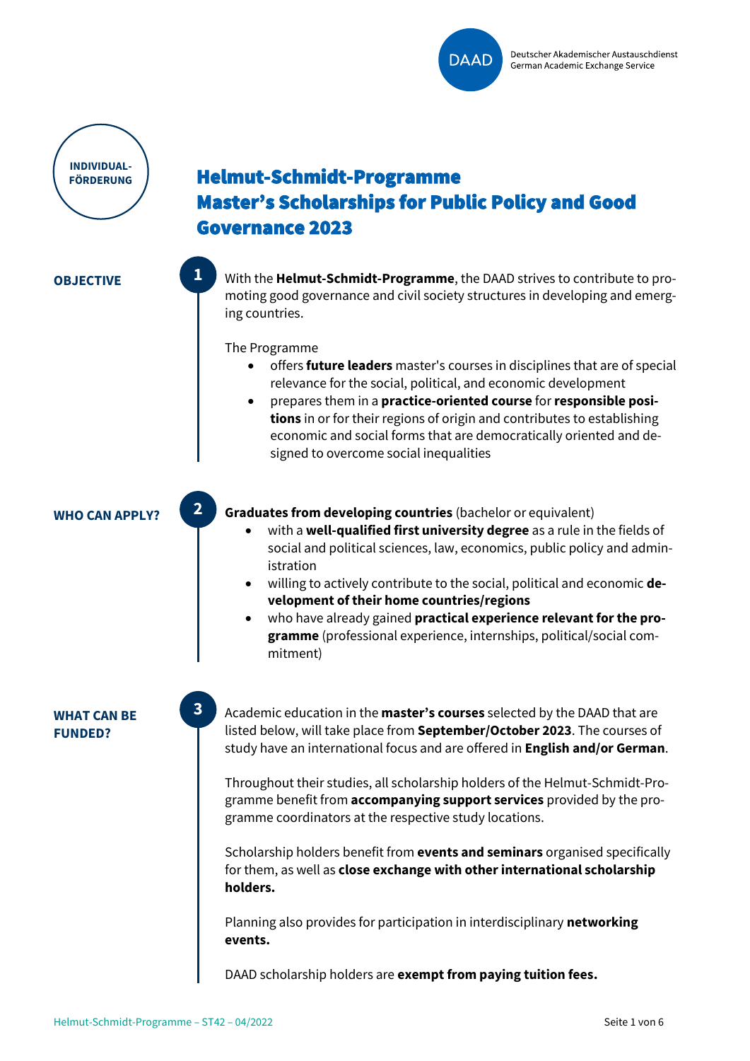DAAD

Deutscher Akademischer Austauschdienst
German Academic Exchange Service

INDIVIDUAL-FÖRDERUNG

# Helmut-Schmidt-Programme Master's Scholarships for Public Policy and Good Governance 2023

## OBJECTIVE

**1**

With the **Helmut-Schmidt-Programme**, the DAAD strives to contribute to promoting good governance and civil society structures in developing and emerging countries.

The Programme

- offers **future leaders** master's courses in disciplines that are of special relevance for the social, political, and economic development
- prepares them in a **practice-oriented course** for **responsible positions** in or for their regions of origin and contributes to establishing economic and social forms that are democratically oriented and designed to overcome social inequalities

## WHO CAN APPLY?

**2**

**Graduates from developing countries** (bachelor or equivalent)

- with a **well-qualified first university degree** as a rule in the fields of social and political sciences, law, economics, public policy and administration
- willing to actively contribute to the social, political and economic **development of their home countries/regions**
- who have already gained **practical experience relevant for the programme** (professional experience, internships, political/social commitment)

## WHAT CAN BE FUNDED?

**3**

Academic education in the **master's courses** selected by the DAAD that are listed below, will take place from **September/October 2023**. The courses of study have an international focus and are offered in **English and/or German**.

Throughout their studies, all scholarship holders of the Helmut-Schmidt-Programme benefit from **accompanying support services** provided by the programme coordinators at the respective study locations.

Scholarship holders benefit from **events and seminars** organised specifically for them, as well as **close exchange with other international scholarship holders.**

Planning also provides for participation in interdisciplinary **networking events.**

DAAD scholarship holders are **exempt from paying tuition fees.**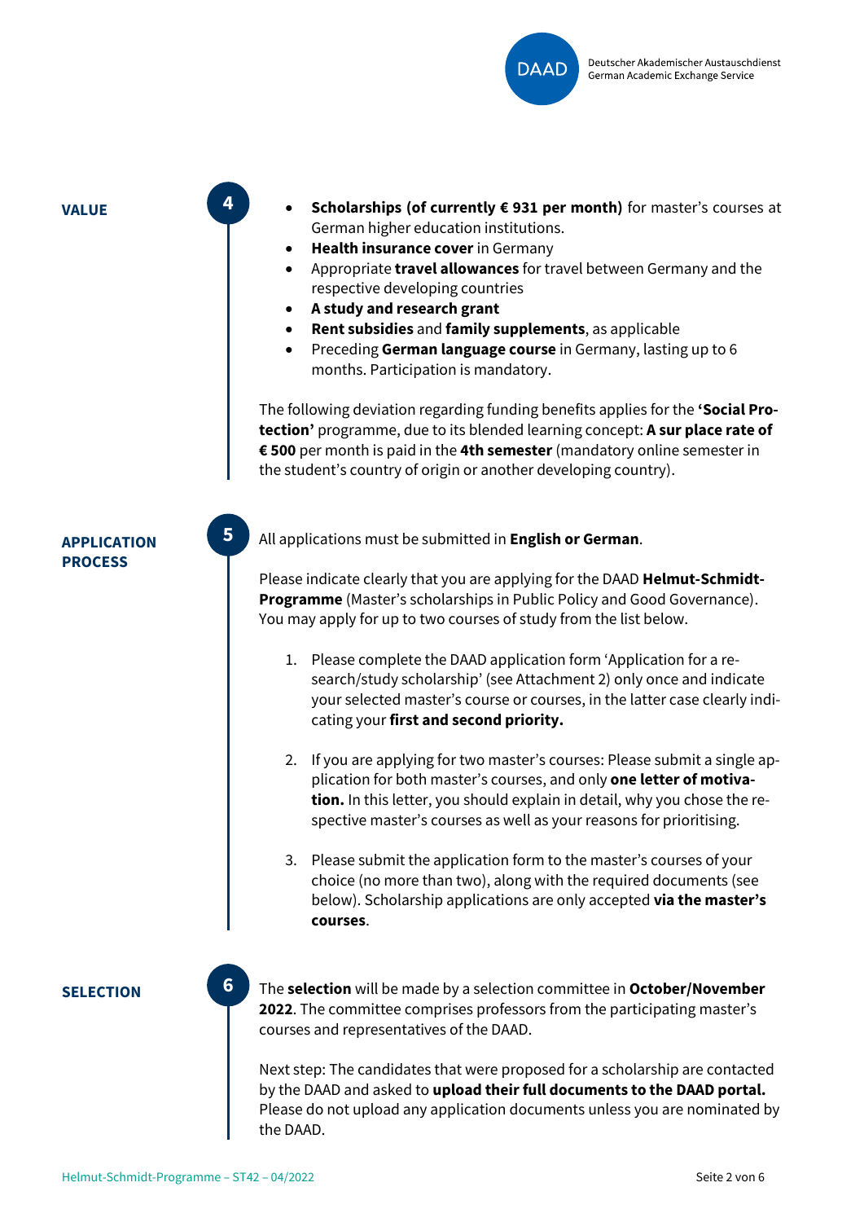## VALUE

**4**

- **Scholarships (of currently € 931 per month)** for master's courses at German higher education institutions.
- **Health insurance cover** in Germany
- Appropriate **travel allowances** for travel between Germany and the respective developing countries
- **A study and research grant**
- **Rent subsidies** and **family supplements**, as applicable
- Preceding **German language course** in Germany, lasting up to 6 months. Participation is mandatory.

The following deviation regarding funding benefits applies for the **'Social Protection'** programme, due to its blended learning concept: **A sur place rate of € 500** per month is paid in the **4th semester** (mandatory online semester in the student's country of origin or another developing country).

## APPLICATION PROCESS

**5**

All applications must be submitted in **English or German**.

Please indicate clearly that you are applying for the DAAD **Helmut-Schmidt-Programme** (Master's scholarships in Public Policy and Good Governance). You may apply for up to two courses of study from the list below.

1. Please complete the DAAD application form 'Application for a research/study scholarship' (see Attachment 2) only once and indicate your selected master's course or courses, in the latter case clearly indicating your **first and second priority.**

2. If you are applying for two master's courses: Please submit a single application for both master's courses, and only **one letter of motivation.** In this letter, you should explain in detail, why you chose the respective master's courses as well as your reasons for prioritising.

3. Please submit the application form to the master's courses of your choice (no more than two), along with the required documents (see below). Scholarship applications are only accepted **via the master's courses**.

## SELECTION

**6**

The **selection** will be made by a selection committee in **October/November 2022**. The committee comprises professors from the participating master's courses and representatives of the DAAD.

Next step: The candidates that were proposed for a scholarship are contacted by the DAAD and asked to **upload their full documents to the DAAD portal.** Please do not upload any application documents unless you are nominated by the DAAD.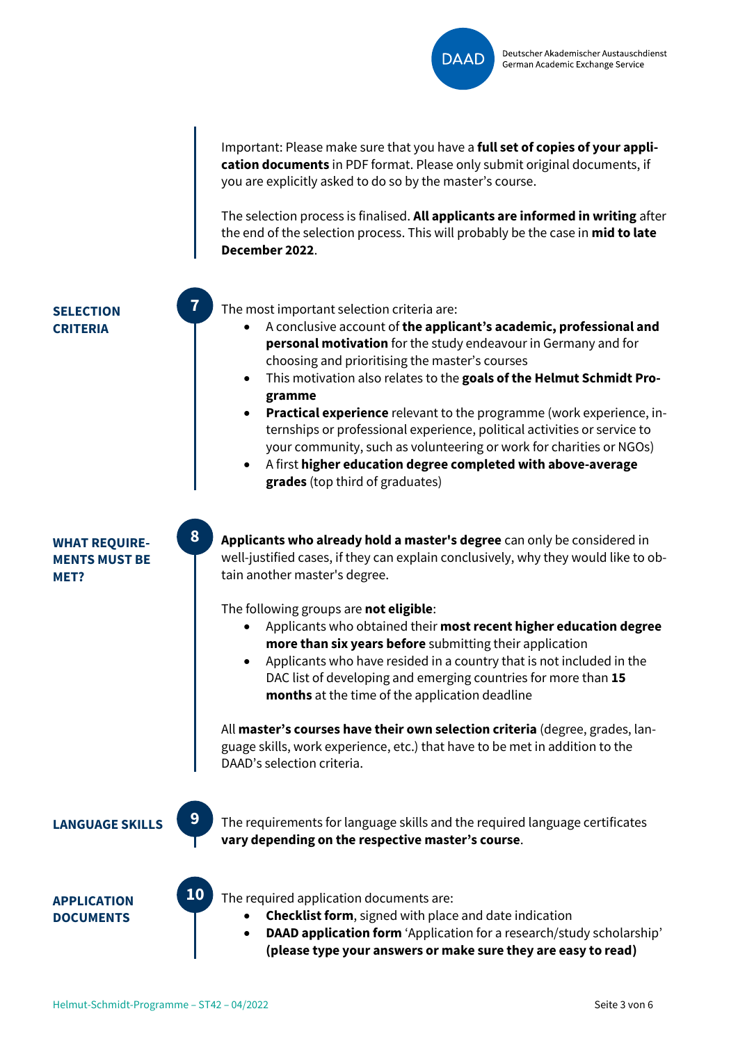Important: Please make sure that you have a **full set of copies of your application documents** in PDF format. Please only submit original documents, if you are explicitly asked to do so by the master's course.

The selection process is finalised. **All applicants are informed in writing** after the end of the selection process. This will probably be the case in **mid to late December 2022**.

## 7 SELECTION CRITERIA

The most important selection criteria are:

- A conclusive account of **the applicant's academic, professional and personal motivation** for the study endeavour in Germany and for choosing and prioritising the master's courses
- This motivation also relates to the **goals of the Helmut Schmidt Programme**
- **Practical experience** relevant to the programme (work experience, internships or professional experience, political activities or service to your community, such as volunteering or work for charities or NGOs)
- A first **higher education degree completed with above-average grades** (top third of graduates)

## 8 WHAT REQUIREMENTS MUST BE MET?

**Applicants who already hold a master's degree** can only be considered in well-justified cases, if they can explain conclusively, why they would like to obtain another master's degree.

The following groups are **not eligible**:

- Applicants who obtained their **most recent higher education degree more than six years before** submitting their application
- Applicants who have resided in a country that is not included in the DAC list of developing and emerging countries for more than **15 months** at the time of the application deadline

All **master's courses have their own selection criteria** (degree, grades, language skills, work experience, etc.) that have to be met in addition to the DAAD's selection criteria.

## 9 LANGUAGE SKILLS

The requirements for language skills and the required language certificates **vary depending on the respective master's course**.

## 10 APPLICATION DOCUMENTS

The required application documents are:

- **Checklist form**, signed with place and date indication
- **DAAD application form** 'Application for a research/study scholarship' **(please type your answers or make sure they are easy to read)**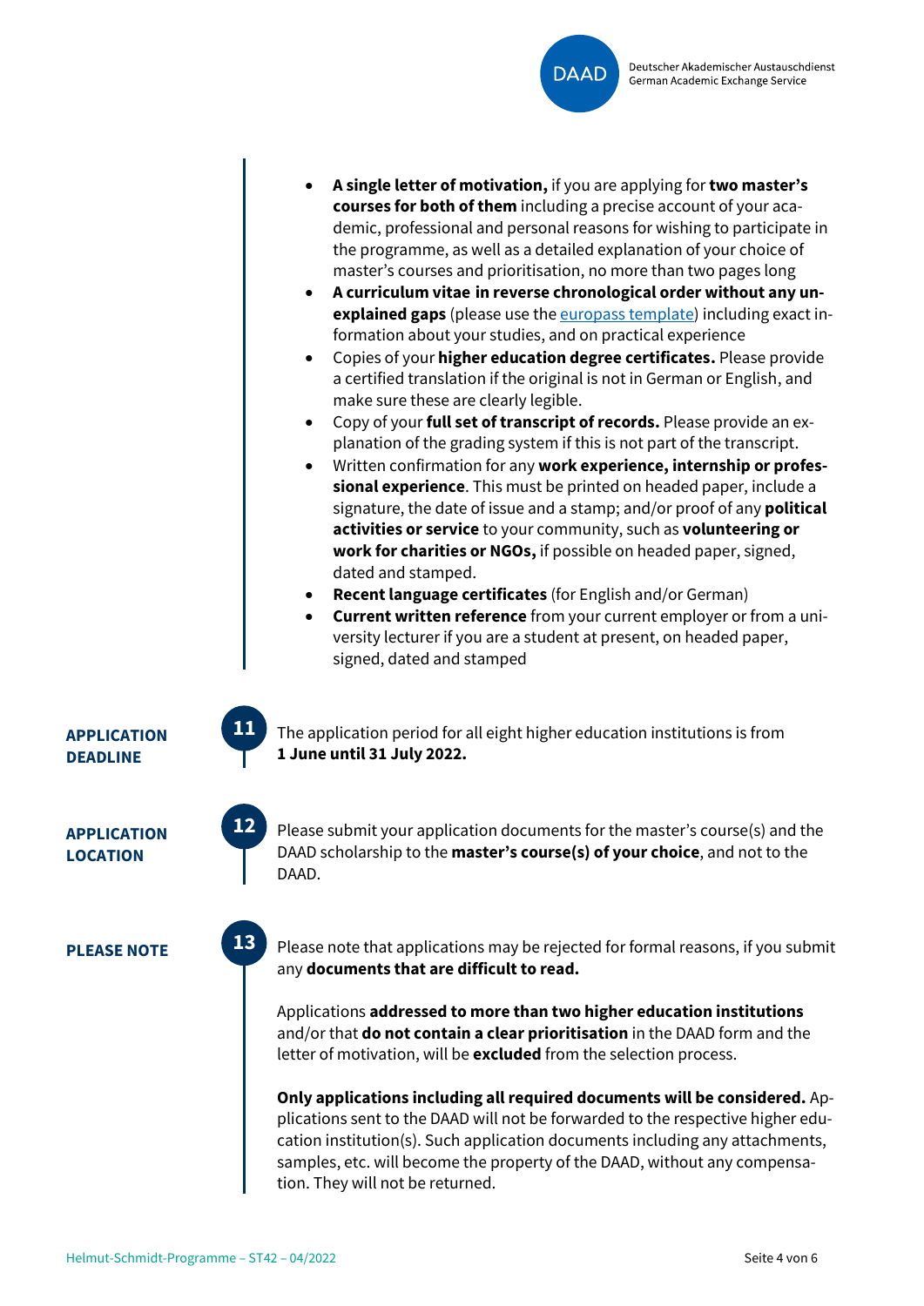- **A single letter of motivation,** if you are applying for **two master's courses for both of them** including a precise account of your academic, professional and personal reasons for wishing to participate in the programme, as well as a detailed explanation of your choice of master's courses and prioritisation, no more than two pages long
- **A curriculum vitae in reverse chronological order without any unexplained gaps** (please use the europass template) including exact information about your studies, and on practical experience
- Copies of your **higher education degree certificates.** Please provide a certified translation if the original is not in German or English, and make sure these are clearly legible.
- Copy of your **full set of transcript of records.** Please provide an explanation of the grading system if this is not part of the transcript.
- Written confirmation for any **work experience, internship or professional experience**. This must be printed on headed paper, include a signature, the date of issue and a stamp; and/or proof of any **political activities or service** to your community, such as **volunteering or work for charities or NGOs,** if possible on headed paper, signed, dated and stamped.
- **Recent language certificates** (for English and/or German)
- **Current written reference** from your current employer or from a university lecturer if you are a student at present, on headed paper, signed, dated and stamped

## APPLICATION DEADLINE

**11**

The application period for all eight higher education institutions is from **1 June until 31 July 2022.**

## APPLICATION LOCATION

**12**

Please submit your application documents for the master's course(s) and the DAAD scholarship to the **master's course(s) of your choice**, and not to the DAAD.

## PLEASE NOTE

**13**

Please note that applications may be rejected for formal reasons, if you submit any **documents that are difficult to read.**

Applications **addressed to more than two higher education institutions** and/or that **do not contain a clear prioritisation** in the DAAD form and the letter of motivation, will be **excluded** from the selection process.

**Only applications including all required documents will be considered.** Applications sent to the DAAD will not be forwarded to the respective higher education institution(s). Such application documents including any attachments, samples, etc. will become the property of the DAAD, without any compensation. They will not be returned.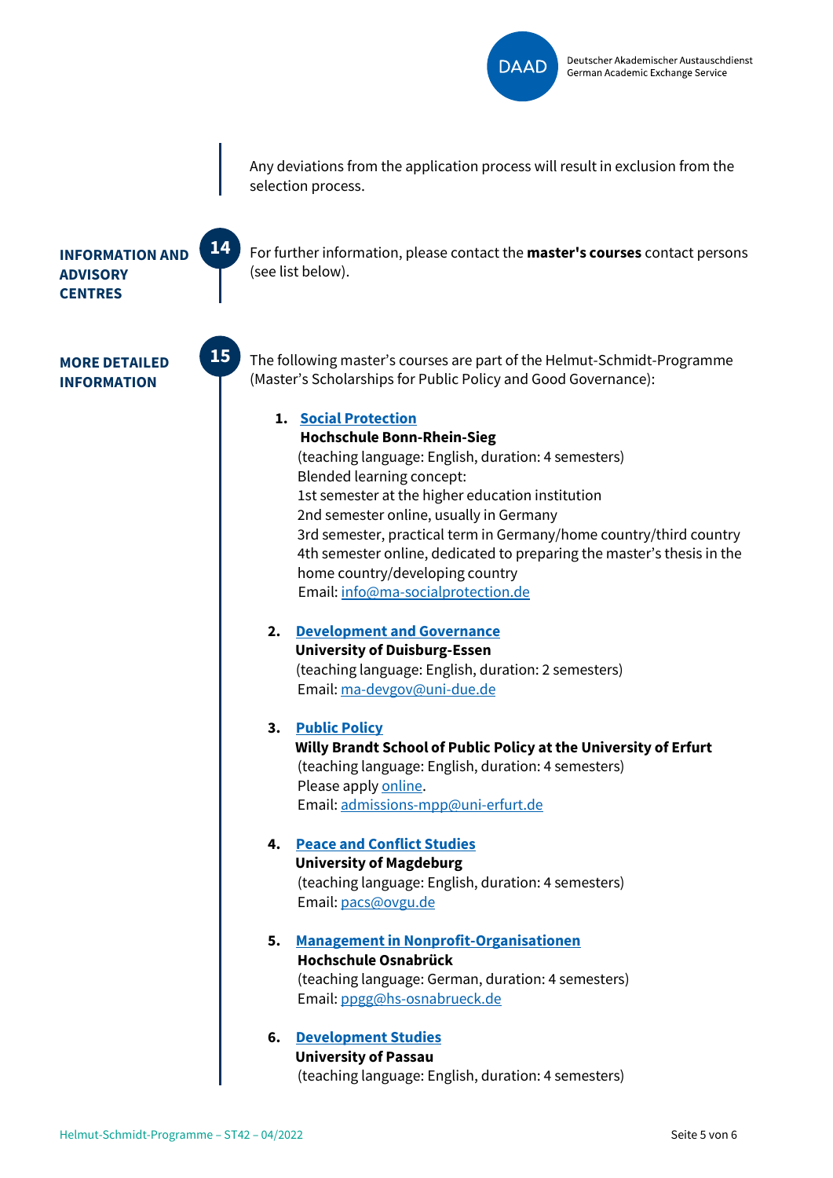Any deviations from the application process will result in exclusion from the selection process.

## 14 INFORMATION AND ADVISORY CENTRES

For further information, please contact the **master's courses** contact persons (see list below).

## 15 MORE DETAILED INFORMATION

The following master's courses are part of the Helmut-Schmidt-Programme (Master's Scholarships for Public Policy and Good Governance):

1. **Social Protection**
   **Hochschule Bonn-Rhein-Sieg**
   (teaching language: English, duration: 4 semesters)
   Blended learning concept:
   1st semester at the higher education institution
   2nd semester online, usually in Germany
   3rd semester, practical term in Germany/home country/third country
   4th semester online, dedicated to preparing the master's thesis in the home country/developing country
   Email: info@ma-socialprotection.de

2. **Development and Governance**
   **University of Duisburg-Essen**
   (teaching language: English, duration: 2 semesters)
   Email: ma-devgov@uni-due.de

3. **Public Policy**
   **Willy Brandt School of Public Policy at the University of Erfurt**
   (teaching language: English, duration: 4 semesters)
   Please apply online.
   Email: admissions-mpp@uni-erfurt.de

4. **Peace and Conflict Studies**
   **University of Magdeburg**
   (teaching language: English, duration: 4 semesters)
   Email: pacs@ovgu.de

5. **Management in Nonprofit-Organisationen**
   **Hochschule Osnabrück**
   (teaching language: German, duration: 4 semesters)
   Email: ppgg@hs-osnabrueck.de

6. **Development Studies**
   **University of Passau**
   (teaching language: English, duration: 4 semesters)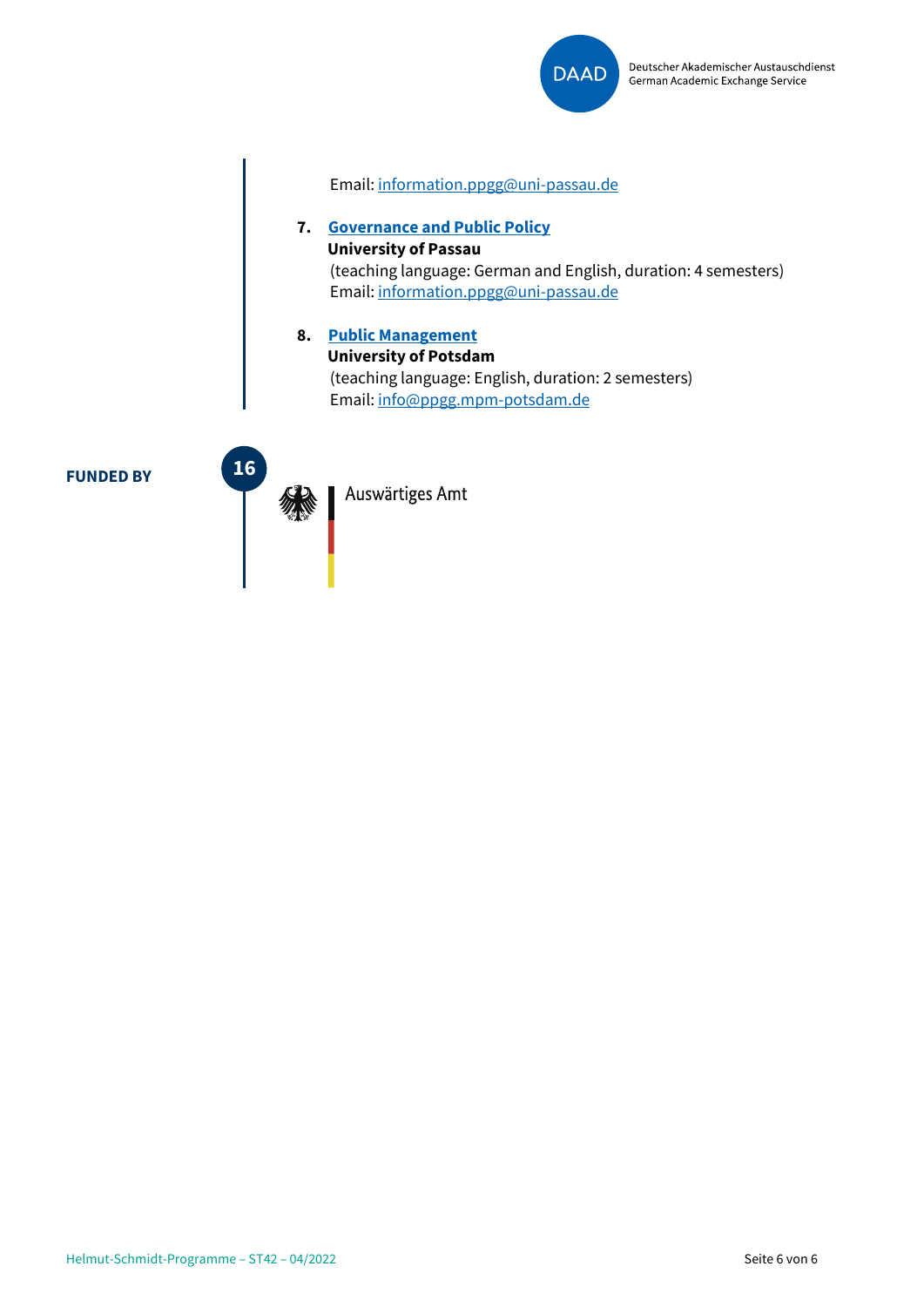Email: information.ppgg@uni-passau.de

7. **Governance and Public Policy**
   **University of Passau**
   (teaching language: German and English, duration: 4 semesters)
   Email: information.ppgg@uni-passau.de

8. **Public Management**
   **University of Potsdam**
   (teaching language: English, duration: 2 semesters)
   Email: info@ppgg.mpm-potsdam.de

**FUNDED BY**

16

Auswärtiges Amt